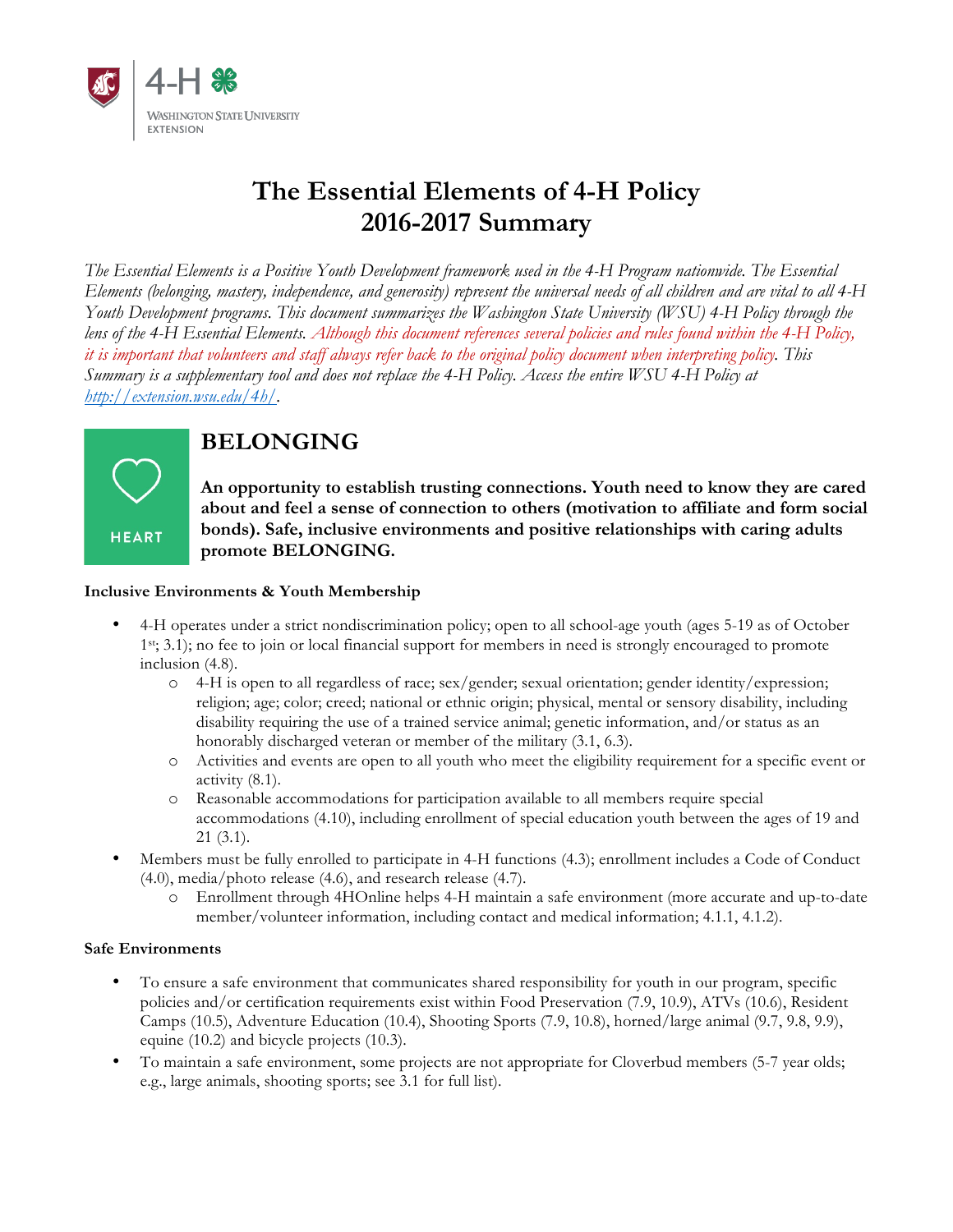# The Essential Elements of 4-H Policy
# 2016-2017 Summary

*The Essential Elements is a Positive Youth Development framework used in the 4-H Program nationwide. The Essential Elements (belonging, mastery, independence, and generosity) represent the universal needs of all children and are vital to all 4-H Youth Development programs. This document summarizes the Washington State University (WSU) 4-H Policy through the lens of the 4-H Essential Elements. Although this document references several policies and rules found within the 4-H Policy, it is important that volunteers and staff always refer back to the original policy document when interpreting policy. This Summary is a supplementary tool and does not replace the 4-H Policy. Access the entire WSU 4-H Policy at [http://extension.wsu.edu/4h/](http://extension.wsu.edu/4h/).*

HEART

## BELONGING

**An opportunity to establish trusting connections. Youth need to know they are cared about and feel a sense of connection to others (motivation to affiliate and form social bonds). Safe, inclusive environments and positive relationships with caring adults promote BELONGING.**

### Inclusive Environments & Youth Membership

- 4-H operates under a strict nondiscrimination policy; open to all school-age youth (ages 5-19 as of October 1st; 3.1); no fee to join or local financial support for members in need is strongly encouraged to promote inclusion (4.8).
  - 4-H is open to all regardless of race; sex/gender; sexual orientation; gender identity/expression; religion; age; color; creed; national or ethnic origin; physical, mental or sensory disability, including disability requiring the use of a trained service animal; genetic information, and/or status as an honorably discharged veteran or member of the military (3.1, 6.3).
  - Activities and events are open to all youth who meet the eligibility requirement for a specific event or activity (8.1).
  - Reasonable accommodations for participation available to all members require special accommodations (4.10), including enrollment of special education youth between the ages of 19 and 21 (3.1).
- Members must be fully enrolled to participate in 4-H functions (4.3); enrollment includes a Code of Conduct (4.0), media/photo release (4.6), and research release (4.7).
  - Enrollment through 4HOnline helps 4-H maintain a safe environment (more accurate and up-to-date member/volunteer information, including contact and medical information; 4.1.1, 4.1.2).

### Safe Environments

- To ensure a safe environment that communicates shared responsibility for youth in our program, specific policies and/or certification requirements exist within Food Preservation (7.9, 10.9), ATVs (10.6), Resident Camps (10.5), Adventure Education (10.4), Shooting Sports (7.9, 10.8), horned/large animal (9.7, 9.8, 9.9), equine (10.2) and bicycle projects (10.3).
- To maintain a safe environment, some projects are not appropriate for Cloverbud members (5-7 year olds; e.g., large animals, shooting sports; see 3.1 for full list).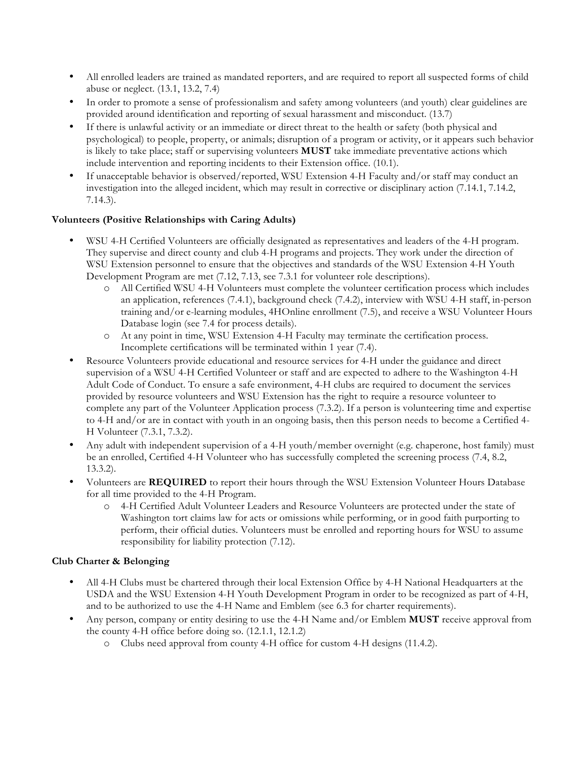- All enrolled leaders are trained as mandated reporters, and are required to report all suspected forms of child abuse or neglect. (13.1, 13.2, 7.4)
- In order to promote a sense of professionalism and safety among volunteers (and youth) clear guidelines are provided around identification and reporting of sexual harassment and misconduct. (13.7)
- If there is unlawful activity or an immediate or direct threat to the health or safety (both physical and psychological) to people, property, or animals; disruption of a program or activity, or it appears such behavior is likely to take place; staff or supervising volunteers **MUST** take immediate preventative actions which include intervention and reporting incidents to their Extension office. (10.1).
- If unacceptable behavior is observed/reported, WSU Extension 4-H Faculty and/or staff may conduct an investigation into the alleged incident, which may result in corrective or disciplinary action (7.14.1, 7.14.2, 7.14.3).

**Volunteers (Positive Relationships with Caring Adults)**

- WSU 4-H Certified Volunteers are officially designated as representatives and leaders of the 4-H program. They supervise and direct county and club 4-H programs and projects. They work under the direction of WSU Extension personnel to ensure that the objectives and standards of the WSU Extension 4-H Youth Development Program are met (7.12, 7.13, see 7.3.1 for volunteer role descriptions).
  - All Certified WSU 4-H Volunteers must complete the volunteer certification process which includes an application, references (7.4.1), background check (7.4.2), interview with WSU 4-H staff, in-person training and/or e-learning modules, 4HOnline enrollment (7.5), and receive a WSU Volunteer Hours Database login (see 7.4 for process details).
  - At any point in time, WSU Extension 4-H Faculty may terminate the certification process. Incomplete certifications will be terminated within 1 year (7.4).
- Resource Volunteers provide educational and resource services for 4-H under the guidance and direct supervision of a WSU 4-H Certified Volunteer or staff and are expected to adhere to the Washington 4-H Adult Code of Conduct. To ensure a safe environment, 4-H clubs are required to document the services provided by resource volunteers and WSU Extension has the right to require a resource volunteer to complete any part of the Volunteer Application process (7.3.2). If a person is volunteering time and expertise to 4-H and/or are in contact with youth in an ongoing basis, then this person needs to become a Certified 4-H Volunteer (7.3.1, 7.3.2).
- Any adult with independent supervision of a 4-H youth/member overnight (e.g. chaperone, host family) must be an enrolled, Certified 4-H Volunteer who has successfully completed the screening process (7.4, 8.2, 13.3.2).
- Volunteers are **REQUIRED** to report their hours through the WSU Extension Volunteer Hours Database for all time provided to the 4-H Program.
  - 4-H Certified Adult Volunteer Leaders and Resource Volunteers are protected under the state of Washington tort claims law for acts or omissions while performing, or in good faith purporting to perform, their official duties. Volunteers must be enrolled and reporting hours for WSU to assume responsibility for liability protection (7.12).

**Club Charter & Belonging**

- All 4-H Clubs must be chartered through their local Extension Office by 4-H National Headquarters at the USDA and the WSU Extension 4-H Youth Development Program in order to be recognized as part of 4-H, and to be authorized to use the 4-H Name and Emblem (see 6.3 for charter requirements).
- Any person, company or entity desiring to use the 4-H Name and/or Emblem **MUST** receive approval from the county 4-H office before doing so. (12.1.1, 12.1.2)
  - Clubs need approval from county 4-H office for custom 4-H designs (11.4.2).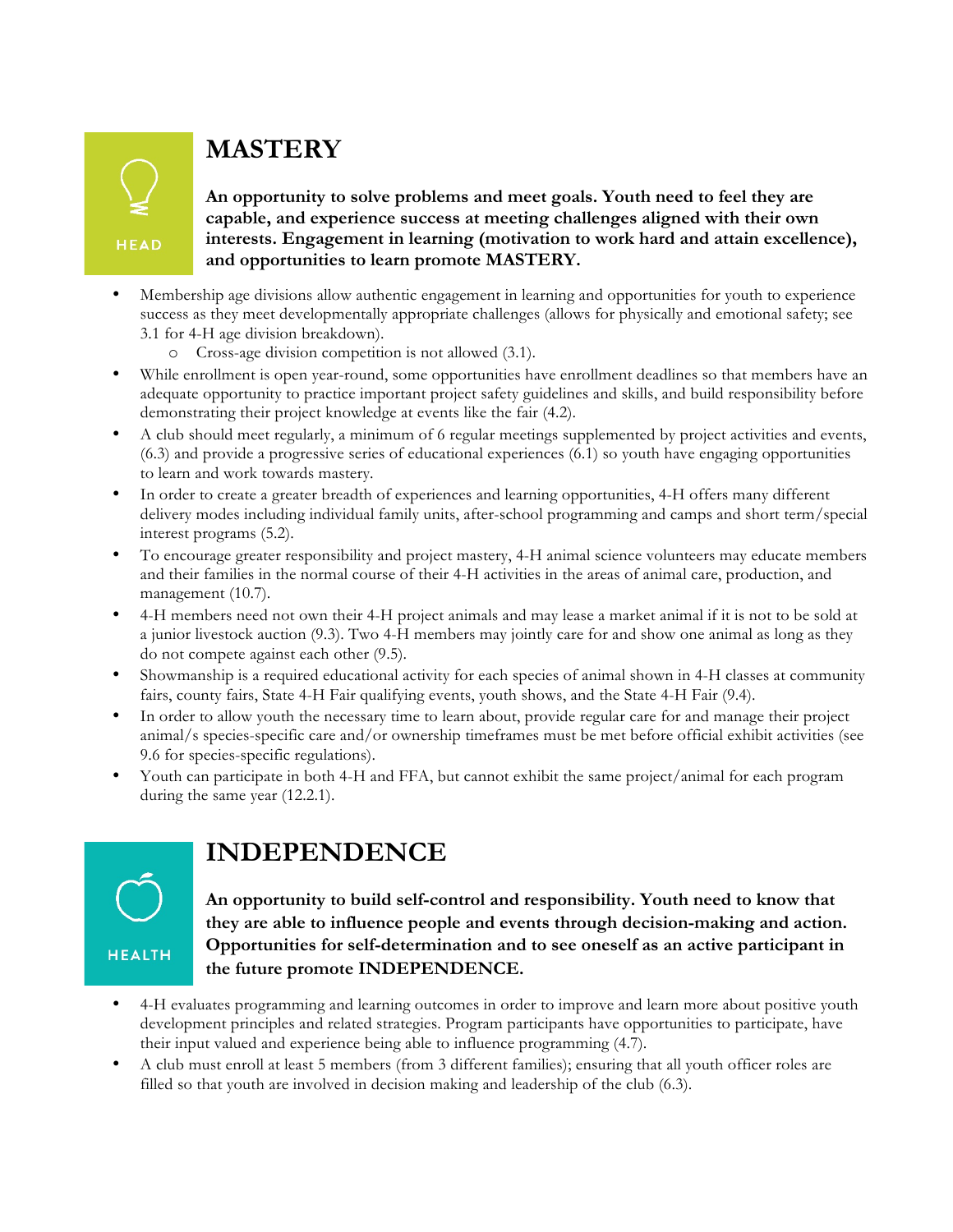HEAD

## MASTERY

**An opportunity to solve problems and meet goals. Youth need to feel they are capable, and experience success at meeting challenges aligned with their own interests. Engagement in learning (motivation to work hard and attain excellence), and opportunities to learn promote MASTERY.**

- Membership age divisions allow authentic engagement in learning and opportunities for youth to experience success as they meet developmentally appropriate challenges (allows for physically and emotional safety; see 3.1 for 4-H age division breakdown).
  - Cross-age division competition is not allowed (3.1).
- While enrollment is open year-round, some opportunities have enrollment deadlines so that members have an adequate opportunity to practice important project safety guidelines and skills, and build responsibility before demonstrating their project knowledge at events like the fair (4.2).
- A club should meet regularly, a minimum of 6 regular meetings supplemented by project activities and events, (6.3) and provide a progressive series of educational experiences (6.1) so youth have engaging opportunities to learn and work towards mastery.
- In order to create a greater breadth of experiences and learning opportunities, 4-H offers many different delivery modes including individual family units, after-school programming and camps and short term/special interest programs (5.2).
- To encourage greater responsibility and project mastery, 4-H animal science volunteers may educate members and their families in the normal course of their 4-H activities in the areas of animal care, production, and management (10.7).
- 4-H members need not own their 4-H project animals and may lease a market animal if it is not to be sold at a junior livestock auction (9.3). Two 4-H members may jointly care for and show one animal as long as they do not compete against each other (9.5).
- Showmanship is a required educational activity for each species of animal shown in 4-H classes at community fairs, county fairs, State 4-H Fair qualifying events, youth shows, and the State 4-H Fair (9.4).
- In order to allow youth the necessary time to learn about, provide regular care for and manage their project animal/s species-specific care and/or ownership timeframes must be met before official exhibit activities (see 9.6 for species-specific regulations).
- Youth can participate in both 4-H and FFA, but cannot exhibit the same project/animal for each program during the same year (12.2.1).

HEALTH

## INDEPENDENCE

**An opportunity to build self-control and responsibility. Youth need to know that they are able to influence people and events through decision-making and action. Opportunities for self-determination and to see oneself as an active participant in the future promote INDEPENDENCE.**

- 4-H evaluates programming and learning outcomes in order to improve and learn more about positive youth development principles and related strategies. Program participants have opportunities to participate, have their input valued and experience being able to influence programming (4.7).
- A club must enroll at least 5 members (from 3 different families); ensuring that all youth officer roles are filled so that youth are involved in decision making and leadership of the club (6.3).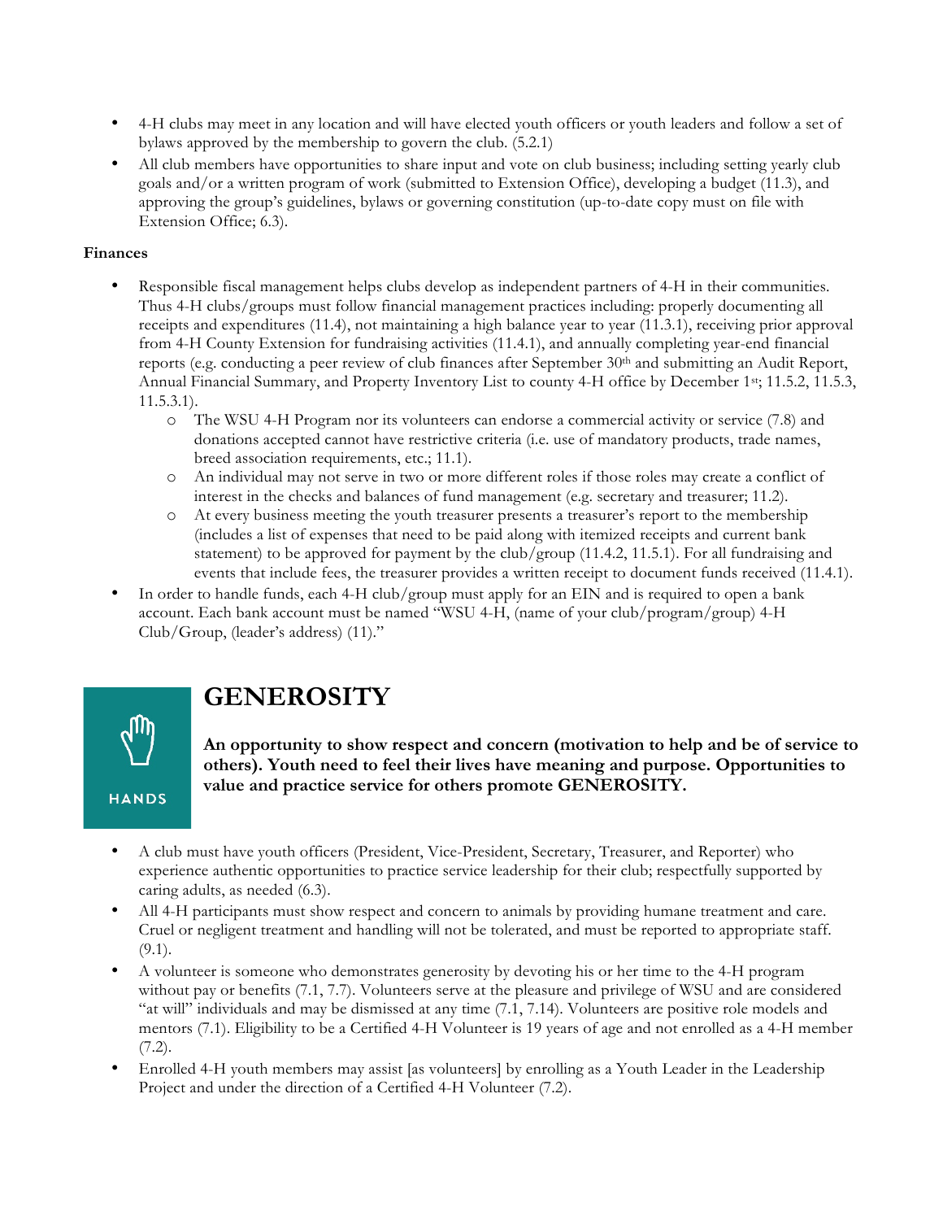- 4-H clubs may meet in any location and will have elected youth officers or youth leaders and follow a set of bylaws approved by the membership to govern the club. (5.2.1)
- All club members have opportunities to share input and vote on club business; including setting yearly club goals and/or a written program of work (submitted to Extension Office), developing a budget (11.3), and approving the group's guidelines, bylaws or governing constitution (up-to-date copy must on file with Extension Office; 6.3).

**Finances**

- Responsible fiscal management helps clubs develop as independent partners of 4-H in their communities. Thus 4-H clubs/groups must follow financial management practices including: properly documenting all receipts and expenditures (11.4), not maintaining a high balance year to year (11.3.1), receiving prior approval from 4-H County Extension for fundraising activities (11.4.1), and annually completing year-end financial reports (e.g. conducting a peer review of club finances after September 30th and submitting an Audit Report, Annual Financial Summary, and Property Inventory List to county 4-H office by December 1st; 11.5.2, 11.5.3, 11.5.3.1).
    - The WSU 4-H Program nor its volunteers can endorse a commercial activity or service (7.8) and donations accepted cannot have restrictive criteria (i.e. use of mandatory products, trade names, breed association requirements, etc.; 11.1).
    - An individual may not serve in two or more different roles if those roles may create a conflict of interest in the checks and balances of fund management (e.g. secretary and treasurer; 11.2).
    - At every business meeting the youth treasurer presents a treasurer's report to the membership (includes a list of expenses that need to be paid along with itemized receipts and current bank statement) to be approved for payment by the club/group (11.4.2, 11.5.1). For all fundraising and events that include fees, the treasurer provides a written receipt to document funds received (11.4.1).
- In order to handle funds, each 4-H club/group must apply for an EIN and is required to open a bank account. Each bank account must be named "WSU 4-H, (name of your club/program/group) 4-H Club/Group, (leader's address) (11)."

HANDS

## GENEROSITY

**An opportunity to show respect and concern (motivation to help and be of service to others). Youth need to feel their lives have meaning and purpose. Opportunities to value and practice service for others promote GENEROSITY.**

- A club must have youth officers (President, Vice-President, Secretary, Treasurer, and Reporter) who experience authentic opportunities to practice service leadership for their club; respectfully supported by caring adults, as needed (6.3).
- All 4-H participants must show respect and concern to animals by providing humane treatment and care. Cruel or negligent treatment and handling will not be tolerated, and must be reported to appropriate staff. (9.1).
- A volunteer is someone who demonstrates generosity by devoting his or her time to the 4-H program without pay or benefits (7.1, 7.7). Volunteers serve at the pleasure and privilege of WSU and are considered "at will" individuals and may be dismissed at any time (7.1, 7.14). Volunteers are positive role models and mentors (7.1). Eligibility to be a Certified 4-H Volunteer is 19 years of age and not enrolled as a 4-H member (7.2).
- Enrolled 4-H youth members may assist [as volunteers] by enrolling as a Youth Leader in the Leadership Project and under the direction of a Certified 4-H Volunteer (7.2).